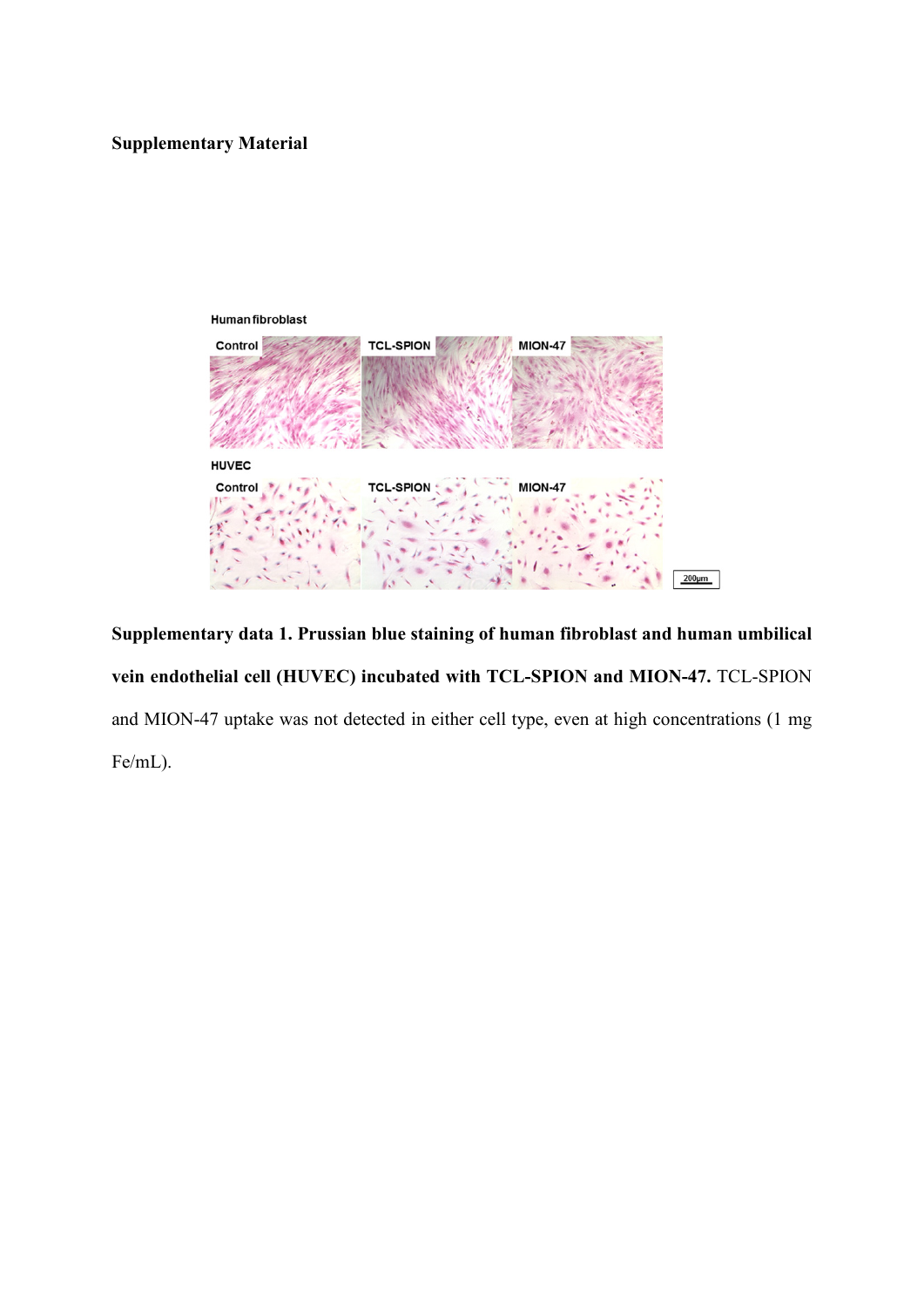**Supplementary Material**

**Supplementary data 1. Prussian blue staining of human fibroblast and human umbilical vein endothelial cell (HUVEC) incubated with TCL-SPION and MION-47.** TCL-SPION and MION-47 uptake was not detected in either cell type, even at high concentrations (1 mg Fe/mL).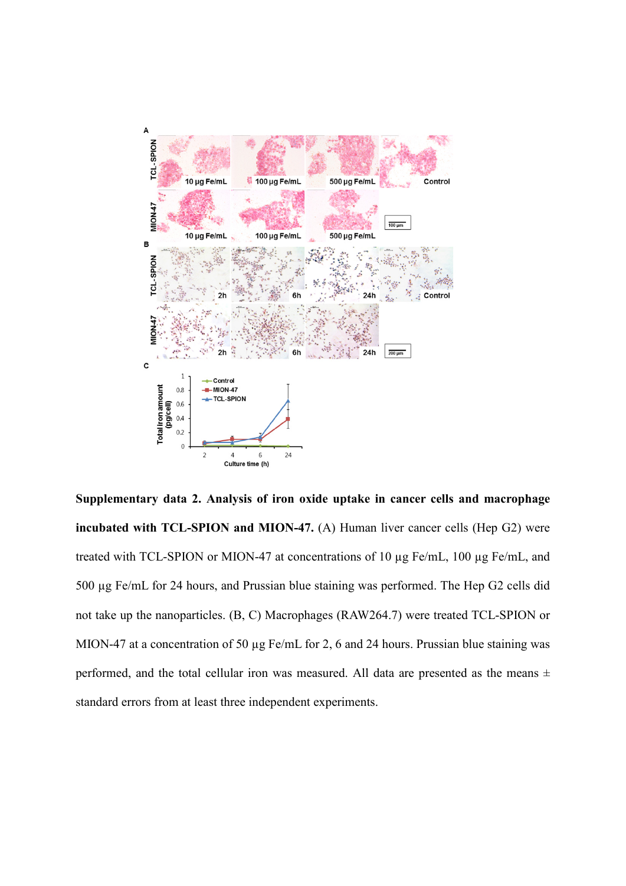**Supplementary data 2. Analysis of iron oxide uptake in cancer cells and macrophage incubated with TCL-SPION and MION-47.** (A) Human liver cancer cells (Hep G2) were treated with TCL-SPION or MION-47 at concentrations of 10 μg Fe/mL, 100 μg Fe/mL, and 500 μg Fe/mL for 24 hours, and Prussian blue staining was performed. The Hep G2 cells did not take up the nanoparticles. (B, C) Macrophages (RAW264.7) were treated TCL-SPION or MION-47 at a concentration of 50 μg Fe/mL for 2, 6 and 24 hours. Prussian blue staining was performed, and the total cellular iron was measured. All data are presented as the means ± standard errors from at least three independent experiments.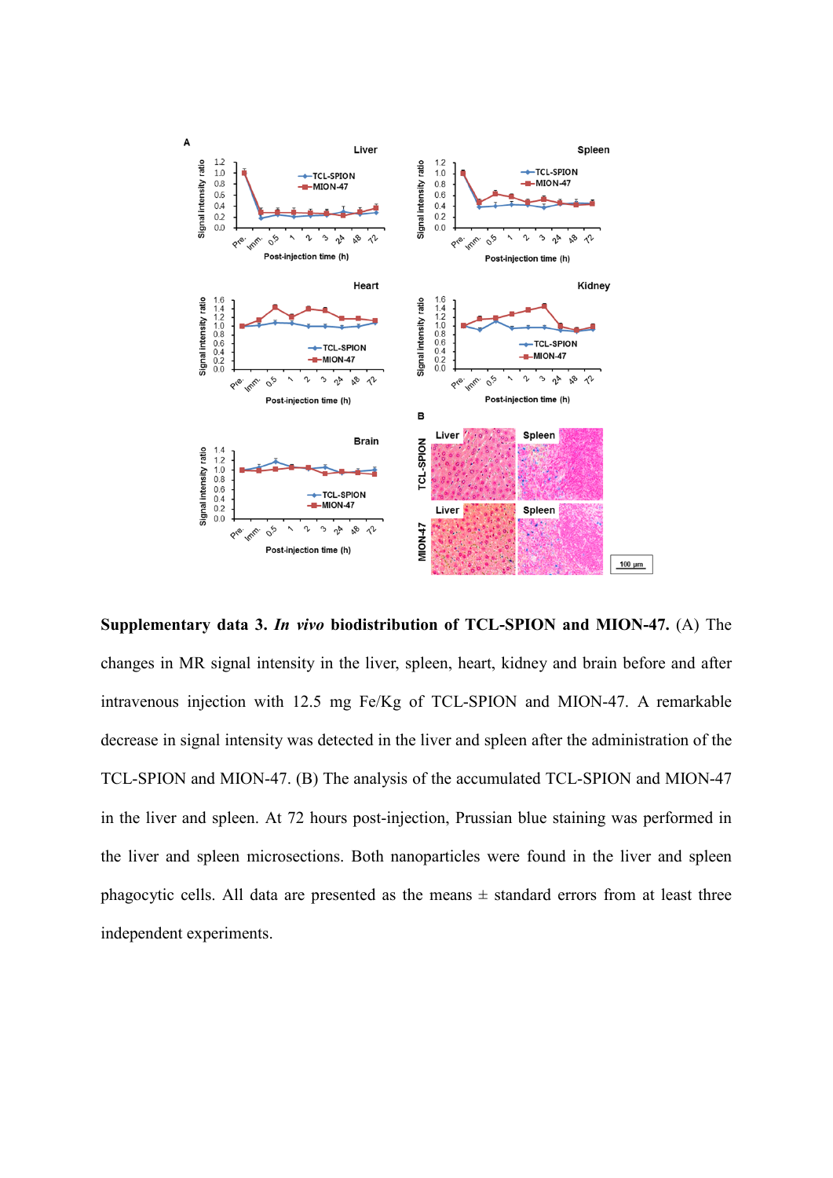A

Liver

Signal intensity ratio

1.2
1.0
0.8
0.6
0.4
0.2
0.0

TCL-SPION
MION-47

Pre. Imm. 0.5 1 2 3 24 48 72

Post-injection time (h)

Spleen

Signal intensity ratio

1.2
1.0
0.8
0.6
0.4
0.2
0.0

TCL-SPION
MION-47

Pre. Imm. 0.5 1 2 3 24 48 72

Post-injection time (h)

Heart

Signal intensity ratio

1.6
1.4
1.2
1.0
0.8
0.6
0.4
0.2
0.0

TCL-SPION
MION-47

Pre. Imm. 0.5 1 2 3 24 48 72

Post-injection time (h)

Kidney

Signal intensity ratio

1.6
1.4
1.2
1.0
0.8
0.6
0.4
0.2
0.0

TCL-SPION
MION-47

Pre. Imm. 0.5 1 2 3 24 48 72

Post-injection time (h)

Brain

Signal intensity ratio

1.4
1.2
1.0
0.8
0.6
0.4
0.2
0.0

TCL-SPION
MION-47

Pre. Imm. 0.5 1 2 3 24 48 72

Post-injection time (h)

B

TCL-SPION

Liver

Spleen

MION-47

Liver

Spleen

100 μm

**Supplementary data 3. *In vivo* biodistribution of TCL-SPION and MION-47.** (A) The changes in MR signal intensity in the liver, spleen, heart, kidney and brain before and after intravenous injection with 12.5 mg Fe/Kg of TCL-SPION and MION-47. A remarkable decrease in signal intensity was detected in the liver and spleen after the administration of the TCL-SPION and MION-47. (B) The analysis of the accumulated TCL-SPION and MION-47 in the liver and spleen. At 72 hours post-injection, Prussian blue staining was performed in the liver and spleen microsections. Both nanoparticles were found in the liver and spleen phagocytic cells. All data are presented as the means ± standard errors from at least three independent experiments.